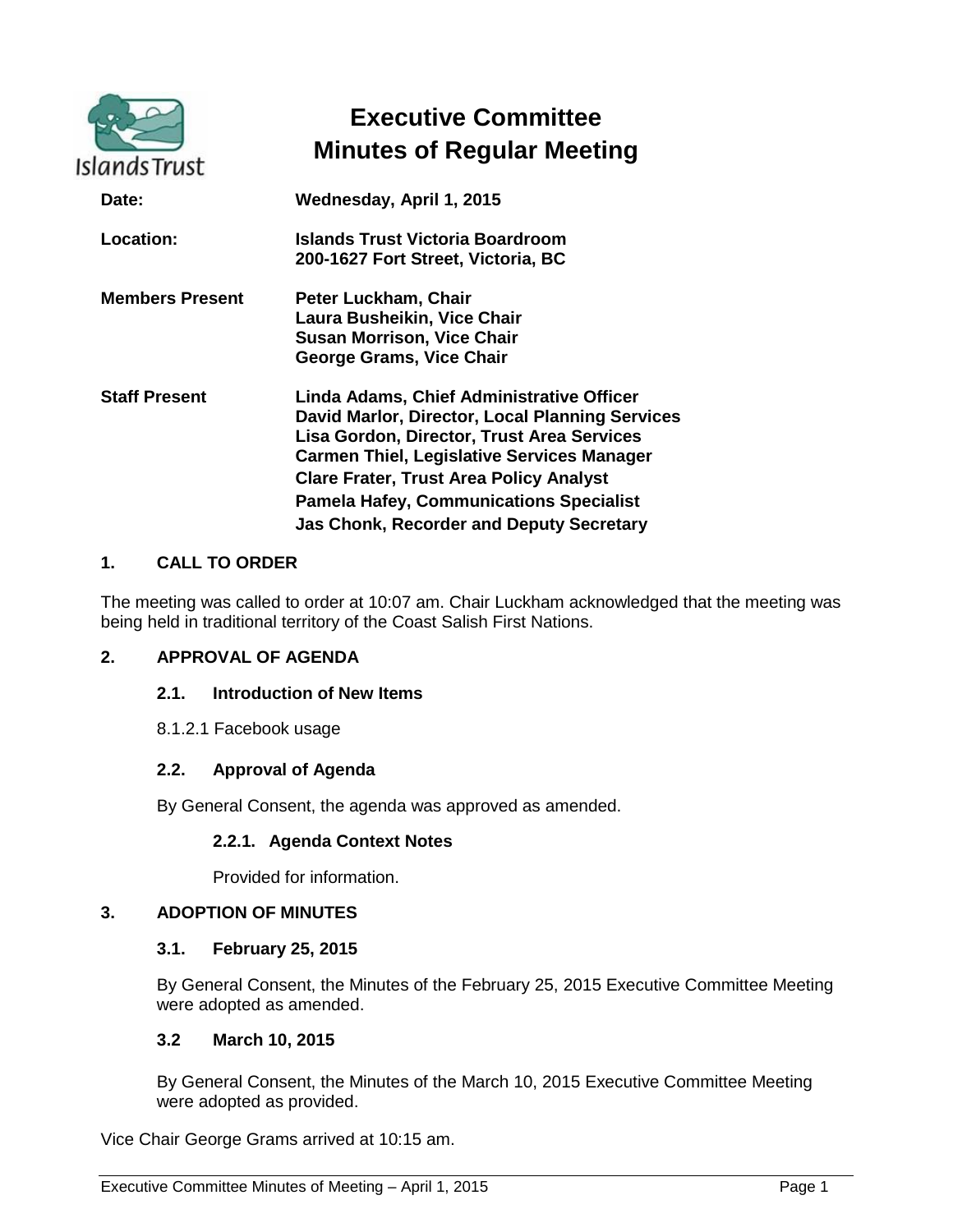# Executive Committee Minutes of Regular Meeting

| | |
|---|---|
| **Date:** | **Wednesday, April 1, 2015** |
| **Location:** | **Islands Trust Victoria Boardroom**<br>**200-1627 Fort Street, Victoria, BC** |
| **Members Present** | **Peter Luckham, Chair**<br>**Laura Busheikin, Vice Chair**<br>**Susan Morrison, Vice Chair**<br>**George Grams, Vice Chair** |
| **Staff Present** | **Linda Adams, Chief Administrative Officer**<br>**David Marlor, Director, Local Planning Services**<br>**Lisa Gordon, Director, Trust Area Services**<br>**Carmen Thiel, Legislative Services Manager**<br>**Clare Frater, Trust Area Policy Analyst**<br>**Pamela Hafey, Communications Specialist**<br>**Jas Chonk, Recorder and Deputy Secretary** |

## 1. CALL TO ORDER

The meeting was called to order at 10:07 am. Chair Luckham acknowledged that the meeting was being held in traditional territory of the Coast Salish First Nations.

## 2. APPROVAL OF AGENDA

### 2.1. Introduction of New Items

8.1.2.1 Facebook usage

### 2.2. Approval of Agenda

By General Consent, the agenda was approved as amended.

#### 2.2.1. Agenda Context Notes

Provided for information.

## 3. ADOPTION OF MINUTES

### 3.1. February 25, 2015

By General Consent, the Minutes of the February 25, 2015 Executive Committee Meeting were adopted as amended.

### 3.2 March 10, 2015

By General Consent, the Minutes of the March 10, 2015 Executive Committee Meeting were adopted as provided.

Vice Chair George Grams arrived at 10:15 am.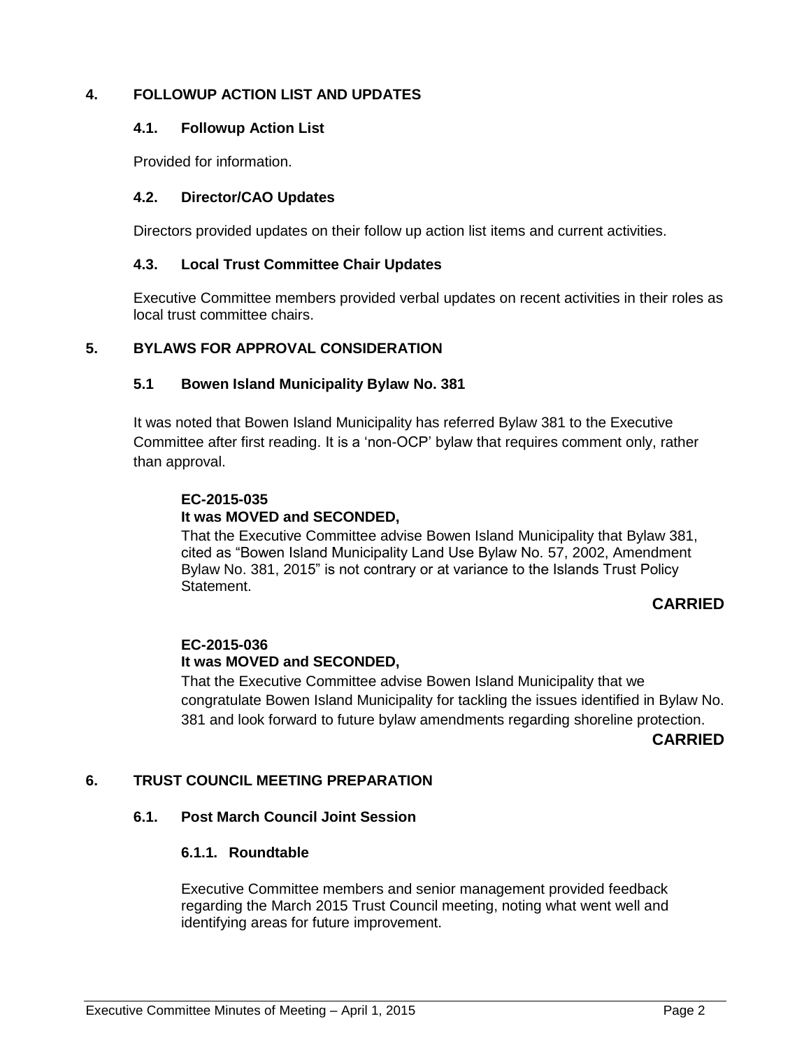## 4. FOLLOWUP ACTION LIST AND UPDATES

### 4.1. Followup Action List

Provided for information.

### 4.2. Director/CAO Updates

Directors provided updates on their follow up action list items and current activities.

### 4.3. Local Trust Committee Chair Updates

Executive Committee members provided verbal updates on recent activities in their roles as local trust committee chairs.

## 5. BYLAWS FOR APPROVAL CONSIDERATION

### 5.1 Bowen Island Municipality Bylaw No. 381

It was noted that Bowen Island Municipality has referred Bylaw 381 to the Executive Committee after first reading. It is a 'non-OCP' bylaw that requires comment only, rather than approval.

**EC-2015-035**
**It was MOVED and SECONDED,**

That the Executive Committee advise Bowen Island Municipality that Bylaw 381, cited as "Bowen Island Municipality Land Use Bylaw No. 57, 2002, Amendment Bylaw No. 381, 2015" is not contrary or at variance to the Islands Trust Policy Statement.

**CARRIED**

**EC-2015-036**
**It was MOVED and SECONDED,**

That the Executive Committee advise Bowen Island Municipality that we congratulate Bowen Island Municipality for tackling the issues identified in Bylaw No. 381 and look forward to future bylaw amendments regarding shoreline protection.

**CARRIED**

## 6. TRUST COUNCIL MEETING PREPARATION

### 6.1. Post March Council Joint Session

#### 6.1.1. Roundtable

Executive Committee members and senior management provided feedback regarding the March 2015 Trust Council meeting, noting what went well and identifying areas for future improvement.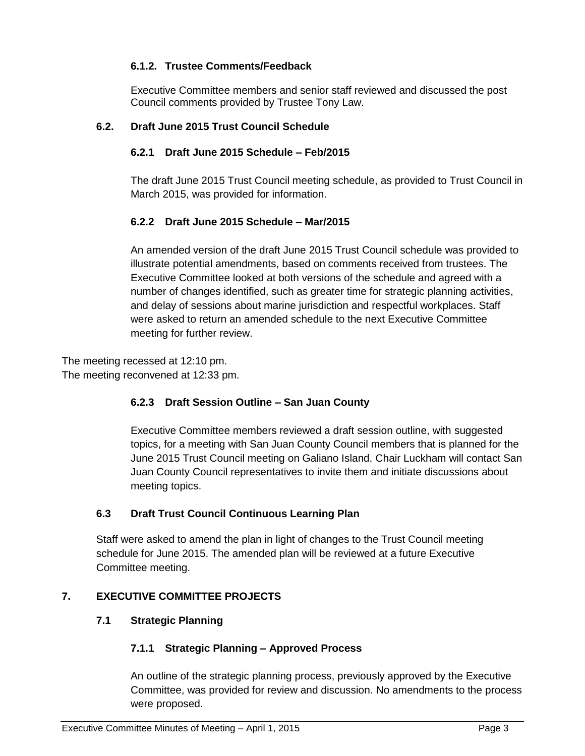#### 6.1.2. Trustee Comments/Feedback

Executive Committee members and senior staff reviewed and discussed the post Council comments provided by Trustee Tony Law.

### 6.2. Draft June 2015 Trust Council Schedule

#### 6.2.1 Draft June 2015 Schedule – Feb/2015

The draft June 2015 Trust Council meeting schedule, as provided to Trust Council in March 2015, was provided for information.

#### 6.2.2 Draft June 2015 Schedule – Mar/2015

An amended version of the draft June 2015 Trust Council schedule was provided to illustrate potential amendments, based on comments received from trustees. The Executive Committee looked at both versions of the schedule and agreed with a number of changes identified, such as greater time for strategic planning activities, and delay of sessions about marine jurisdiction and respectful workplaces. Staff were asked to return an amended schedule to the next Executive Committee meeting for further review.

The meeting recessed at 12:10 pm.
The meeting reconvened at 12:33 pm.

#### 6.2.3 Draft Session Outline – San Juan County

Executive Committee members reviewed a draft session outline, with suggested topics, for a meeting with San Juan County Council members that is planned for the June 2015 Trust Council meeting on Galiano Island. Chair Luckham will contact San Juan County Council representatives to invite them and initiate discussions about meeting topics.

### 6.3 Draft Trust Council Continuous Learning Plan

Staff were asked to amend the plan in light of changes to the Trust Council meeting schedule for June 2015. The amended plan will be reviewed at a future Executive Committee meeting.

## 7. EXECUTIVE COMMITTEE PROJECTS

### 7.1 Strategic Planning

#### 7.1.1 Strategic Planning – Approved Process

An outline of the strategic planning process, previously approved by the Executive Committee, was provided for review and discussion. No amendments to the process were proposed.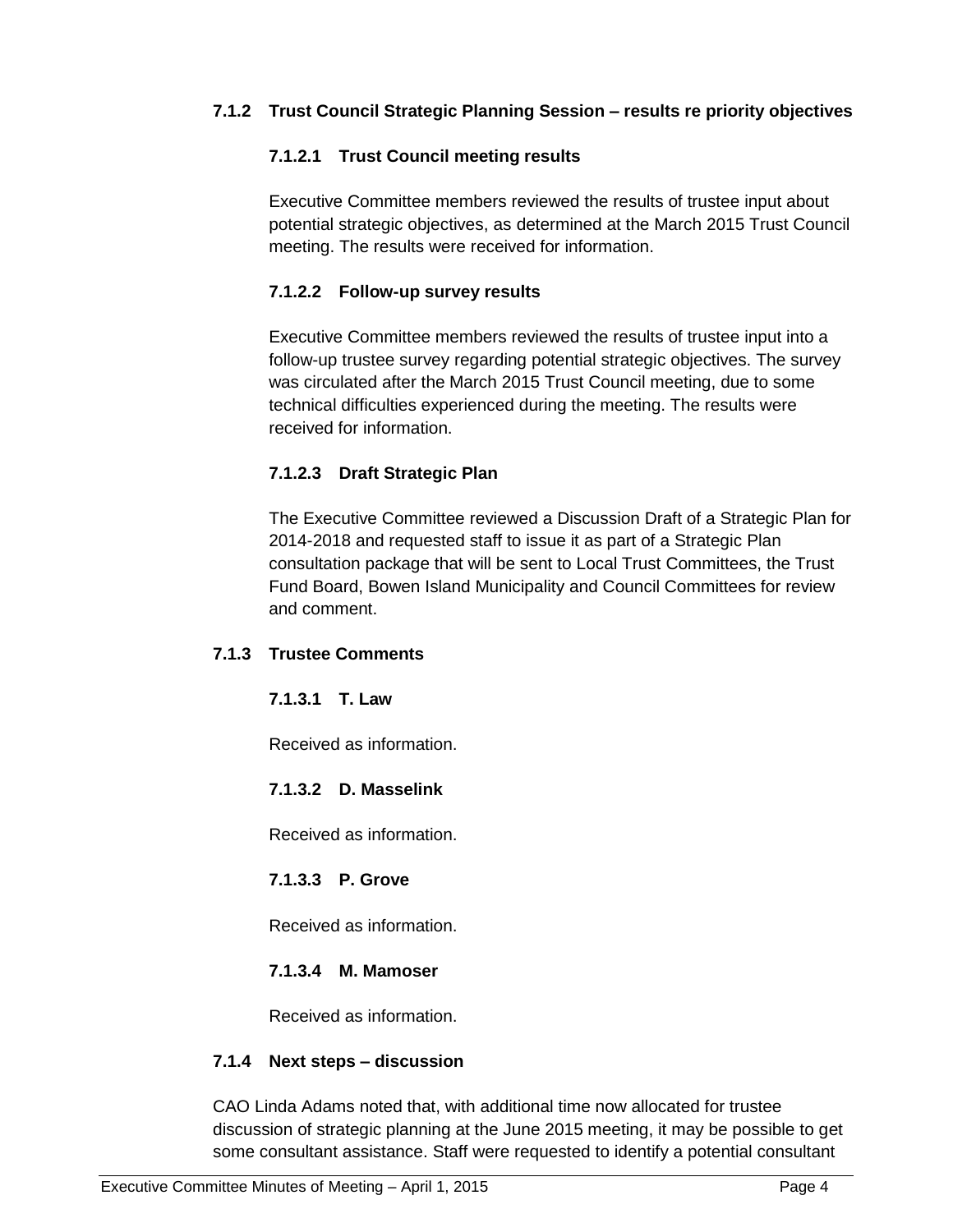### 7.1.2 Trust Council Strategic Planning Session – results re priority objectives

#### 7.1.2.1 Trust Council meeting results

Executive Committee members reviewed the results of trustee input about potential strategic objectives, as determined at the March 2015 Trust Council meeting. The results were received for information.

#### 7.1.2.2 Follow-up survey results

Executive Committee members reviewed the results of trustee input into a follow-up trustee survey regarding potential strategic objectives. The survey was circulated after the March 2015 Trust Council meeting, due to some technical difficulties experienced during the meeting. The results were received for information.

#### 7.1.2.3 Draft Strategic Plan

The Executive Committee reviewed a Discussion Draft of a Strategic Plan for 2014-2018 and requested staff to issue it as part of a Strategic Plan consultation package that will be sent to Local Trust Committees, the Trust Fund Board, Bowen Island Municipality and Council Committees for review and comment.

### 7.1.3 Trustee Comments

#### 7.1.3.1 T. Law

Received as information.

#### 7.1.3.2 D. Masselink

Received as information.

#### 7.1.3.3 P. Grove

Received as information.

#### 7.1.3.4 M. Mamoser

Received as information.

### 7.1.4 Next steps – discussion

CAO Linda Adams noted that, with additional time now allocated for trustee discussion of strategic planning at the June 2015 meeting, it may be possible to get some consultant assistance. Staff were requested to identify a potential consultant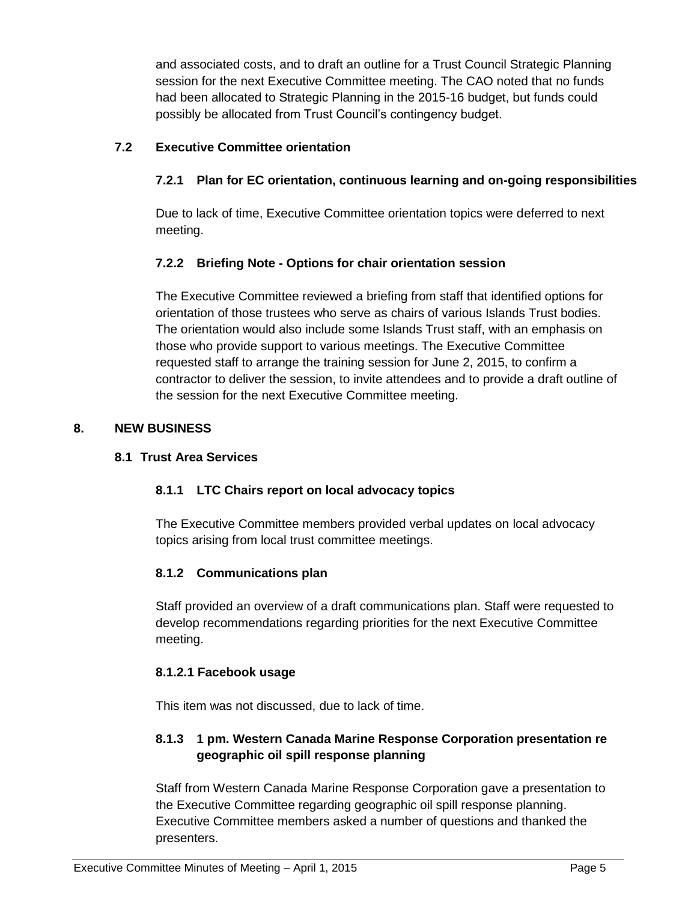and associated costs, and to draft an outline for a Trust Council Strategic Planning session for the next Executive Committee meeting. The CAO noted that no funds had been allocated to Strategic Planning in the 2015-16 budget, but funds could possibly be allocated from Trust Council's contingency budget.

### 7.2 Executive Committee orientation

#### 7.2.1 Plan for EC orientation, continuous learning and on-going responsibilities

Due to lack of time, Executive Committee orientation topics were deferred to next meeting.

#### 7.2.2 Briefing Note - Options for chair orientation session

The Executive Committee reviewed a briefing from staff that identified options for orientation of those trustees who serve as chairs of various Islands Trust bodies. The orientation would also include some Islands Trust staff, with an emphasis on those who provide support to various meetings. The Executive Committee requested staff to arrange the training session for June 2, 2015, to confirm a contractor to deliver the session, to invite attendees and to provide a draft outline of the session for the next Executive Committee meeting.

## 8. NEW BUSINESS

### 8.1 Trust Area Services

#### 8.1.1 LTC Chairs report on local advocacy topics

The Executive Committee members provided verbal updates on local advocacy topics arising from local trust committee meetings.

#### 8.1.2 Communications plan

Staff provided an overview of a draft communications plan. Staff were requested to develop recommendations regarding priorities for the next Executive Committee meeting.

#### 8.1.2.1 Facebook usage

This item was not discussed, due to lack of time.

#### 8.1.3 1 pm. Western Canada Marine Response Corporation presentation re geographic oil spill response planning

Staff from Western Canada Marine Response Corporation gave a presentation to the Executive Committee regarding geographic oil spill response planning. Executive Committee members asked a number of questions and thanked the presenters.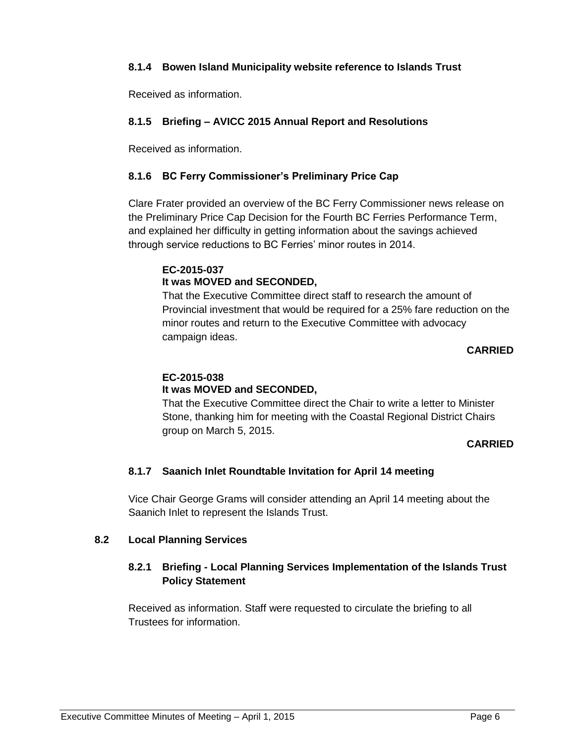#### 8.1.4 Bowen Island Municipality website reference to Islands Trust

Received as information.

#### 8.1.5 Briefing – AVICC 2015 Annual Report and Resolutions

Received as information.

#### 8.1.6 BC Ferry Commissioner's Preliminary Price Cap

Clare Frater provided an overview of the BC Ferry Commissioner news release on the Preliminary Price Cap Decision for the Fourth BC Ferries Performance Term, and explained her difficulty in getting information about the savings achieved through service reductions to BC Ferries' minor routes in 2014.

**EC-2015-037**
**It was MOVED and SECONDED,**
That the Executive Committee direct staff to research the amount of Provincial investment that would be required for a 25% fare reduction on the minor routes and return to the Executive Committee with advocacy campaign ideas.

**CARRIED**

**EC-2015-038**
**It was MOVED and SECONDED,**
That the Executive Committee direct the Chair to write a letter to Minister Stone, thanking him for meeting with the Coastal Regional District Chairs group on March 5, 2015.

**CARRIED**

#### 8.1.7 Saanich Inlet Roundtable Invitation for April 14 meeting

Vice Chair George Grams will consider attending an April 14 meeting about the Saanich Inlet to represent the Islands Trust.

### 8.2 Local Planning Services

#### 8.2.1 Briefing - Local Planning Services Implementation of the Islands Trust Policy Statement

Received as information. Staff were requested to circulate the briefing to all Trustees for information.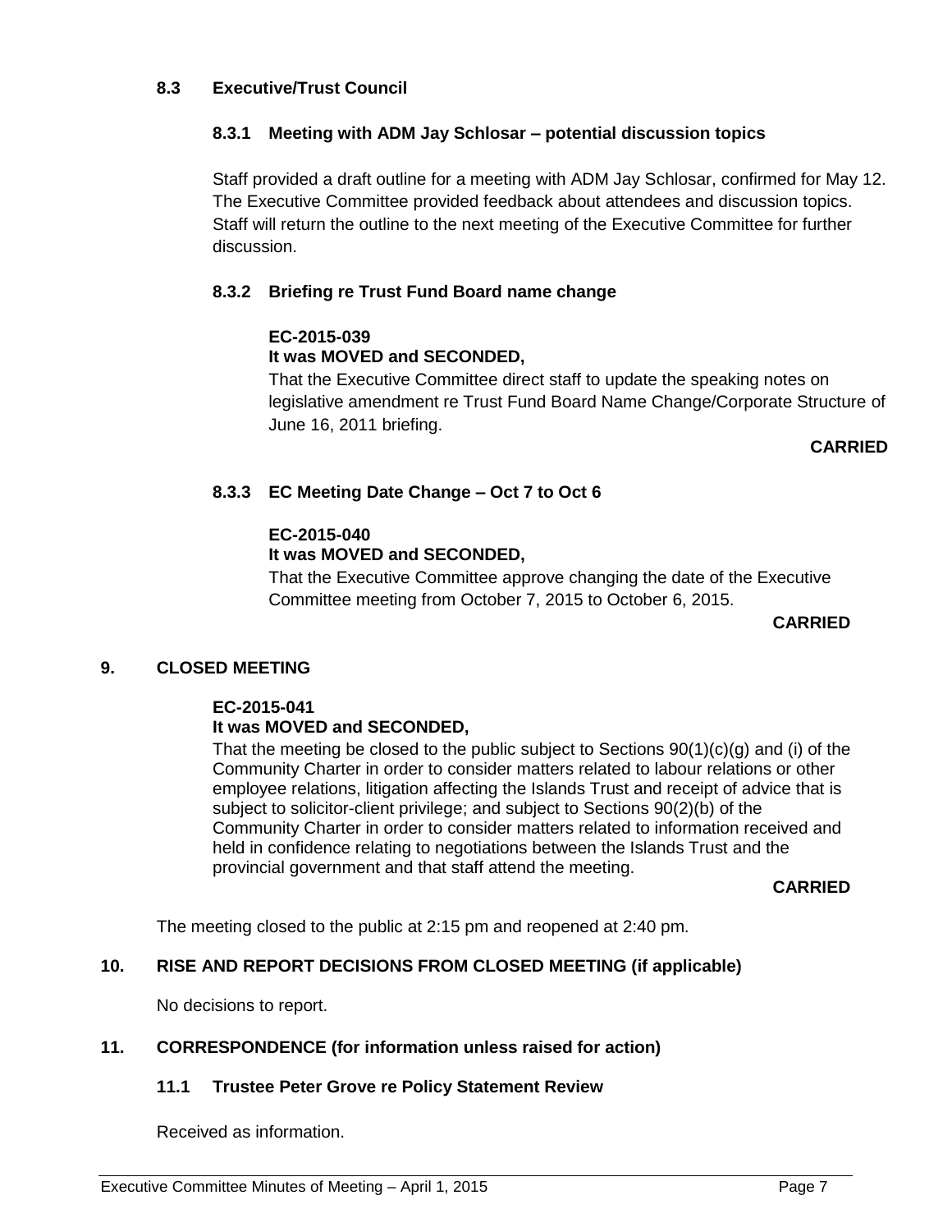### 8.3 Executive/Trust Council

#### 8.3.1 Meeting with ADM Jay Schlosar – potential discussion topics

Staff provided a draft outline for a meeting with ADM Jay Schlosar, confirmed for May 12. The Executive Committee provided feedback about attendees and discussion topics. Staff will return the outline to the next meeting of the Executive Committee for further discussion.

#### 8.3.2 Briefing re Trust Fund Board name change

**EC-2015-039**
**It was MOVED and SECONDED,**

That the Executive Committee direct staff to update the speaking notes on legislative amendment re Trust Fund Board Name Change/Corporate Structure of June 16, 2011 briefing.

**CARRIED**

#### 8.3.3 EC Meeting Date Change – Oct 7 to Oct 6

**EC-2015-040**
**It was MOVED and SECONDED,**

That the Executive Committee approve changing the date of the Executive Committee meeting from October 7, 2015 to October 6, 2015.

**CARRIED**

## 9. CLOSED MEETING

**EC-2015-041**
**It was MOVED and SECONDED,**

That the meeting be closed to the public subject to Sections 90(1)(c)(g) and (i) of the Community Charter in order to consider matters related to labour relations or other employee relations, litigation affecting the Islands Trust and receipt of advice that is subject to solicitor-client privilege; and subject to Sections 90(2)(b) of the Community Charter in order to consider matters related to information received and held in confidence relating to negotiations between the Islands Trust and the provincial government and that staff attend the meeting.

**CARRIED**

The meeting closed to the public at 2:15 pm and reopened at 2:40 pm.

## 10. RISE AND REPORT DECISIONS FROM CLOSED MEETING (if applicable)

No decisions to report.

## 11. CORRESPONDENCE (for information unless raised for action)

### 11.1 Trustee Peter Grove re Policy Statement Review

Received as information.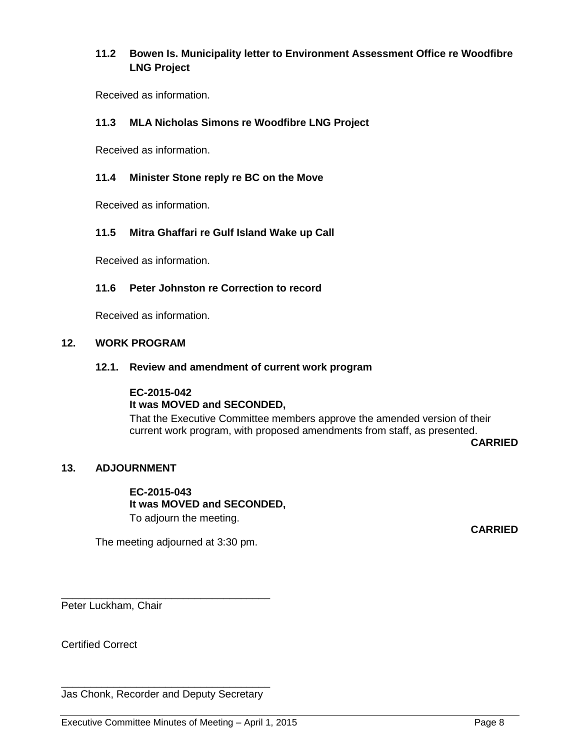### 11.2 Bowen Is. Municipality letter to Environment Assessment Office re Woodfibre LNG Project

Received as information.

### 11.3 MLA Nicholas Simons re Woodfibre LNG Project

Received as information.

### 11.4 Minister Stone reply re BC on the Move

Received as information.

### 11.5 Mitra Ghaffari re Gulf Island Wake up Call

Received as information.

### 11.6 Peter Johnston re Correction to record

Received as information.

## 12. WORK PROGRAM

### 12.1. Review and amendment of current work program

**EC-2015-042**
**It was MOVED and SECONDED,**
That the Executive Committee members approve the amended version of their current work program, with proposed amendments from staff, as presented.

**CARRIED**

## 13. ADJOURNMENT

**EC-2015-043**
**It was MOVED and SECONDED,**
To adjourn the meeting.

**CARRIED**

The meeting adjourned at 3:30 pm.

\_\_\_\_\_\_\_\_\_\_\_\_\_\_\_\_\_\_\_\_\_\_\_\_\_\_\_\_\_\_\_\_\_\_\_\_
Peter Luckham, Chair

Certified Correct

\_\_\_\_\_\_\_\_\_\_\_\_\_\_\_\_\_\_\_\_\_\_\_\_\_\_\_\_\_\_\_\_\_\_\_\_
Jas Chonk, Recorder and Deputy Secretary